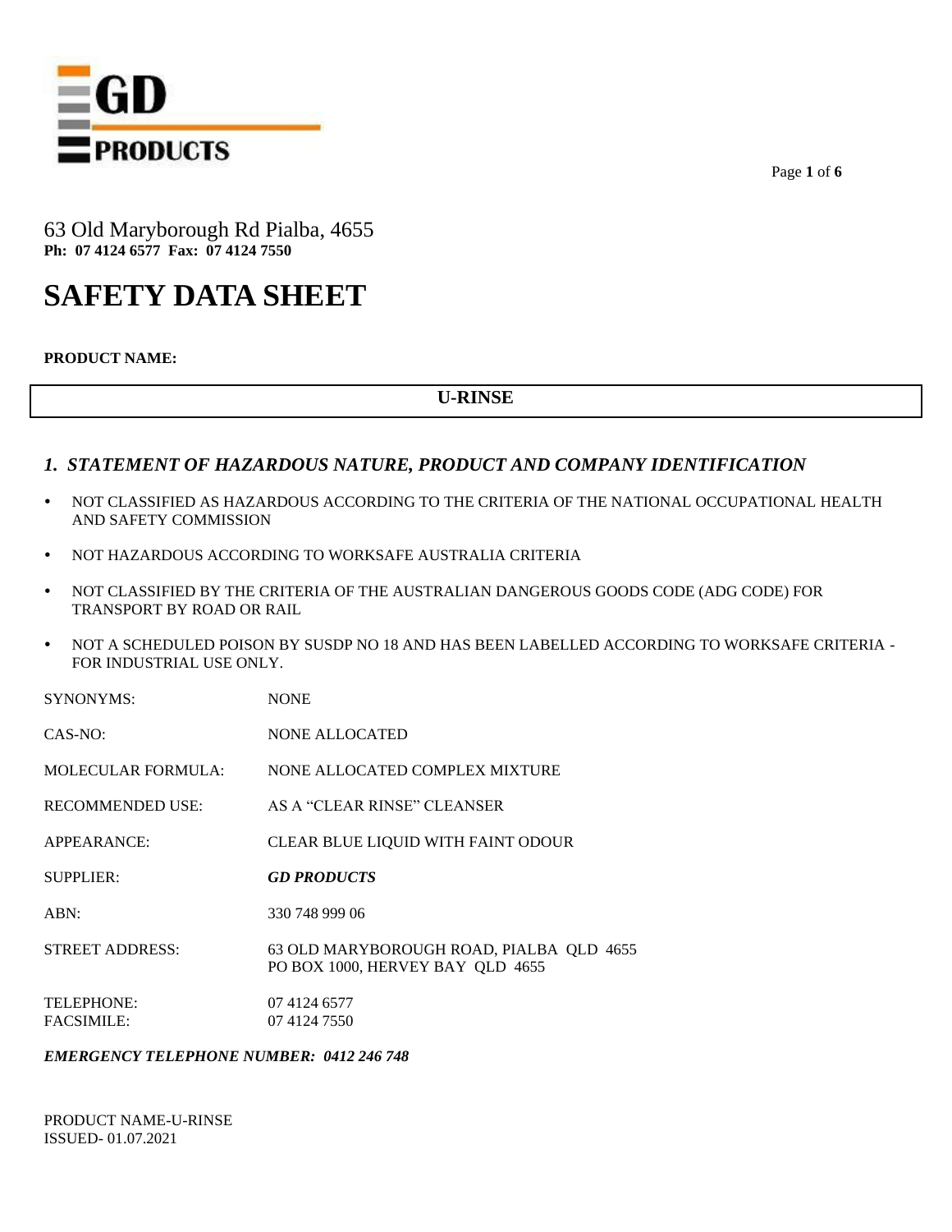GD PRODUCTS

63 Old Maryborough Rd Pialba, 4655
**Ph: 07 4124 6577 Fax: 07 4124 7550**

# SAFETY DATA SHEET

**PRODUCT NAME:**

| **U-RINSE** |
|---|

## *1. STATEMENT OF HAZARDOUS NATURE, PRODUCT AND COMPANY IDENTIFICATION*

- NOT CLASSIFIED AS HAZARDOUS ACCORDING TO THE CRITERIA OF THE NATIONAL OCCUPATIONAL HEALTH AND SAFETY COMMISSION
- NOT HAZARDOUS ACCORDING TO WORKSAFE AUSTRALIA CRITERIA
- NOT CLASSIFIED BY THE CRITERIA OF THE AUSTRALIAN DANGEROUS GOODS CODE (ADG CODE) FOR TRANSPORT BY ROAD OR RAIL
- NOT A SCHEDULED POISON BY SUSDP NO 18 AND HAS BEEN LABELLED ACCORDING TO WORKSAFE CRITERIA - FOR INDUSTRIAL USE ONLY.

SYNONYMS: NONE

CAS-NO: NONE ALLOCATED

MOLECULAR FORMULA: NONE ALLOCATED COMPLEX MIXTURE

RECOMMENDED USE: AS A "CLEAR RINSE" CLEANSER

APPEARANCE: CLEAR BLUE LIQUID WITH FAINT ODOUR

SUPPLIER: ***GD PRODUCTS***

ABN: 330 748 999 06

STREET ADDRESS: 63 OLD MARYBOROUGH ROAD, PIALBA QLD 4655
PO BOX 1000, HERVEY BAY QLD 4655

TELEPHONE: 07 4124 6577
FACSIMILE: 07 4124 7550

***EMERGENCY TELEPHONE NUMBER: 0412 246 748***

PRODUCT NAME-U-RINSE
ISSUED- 01.07.2021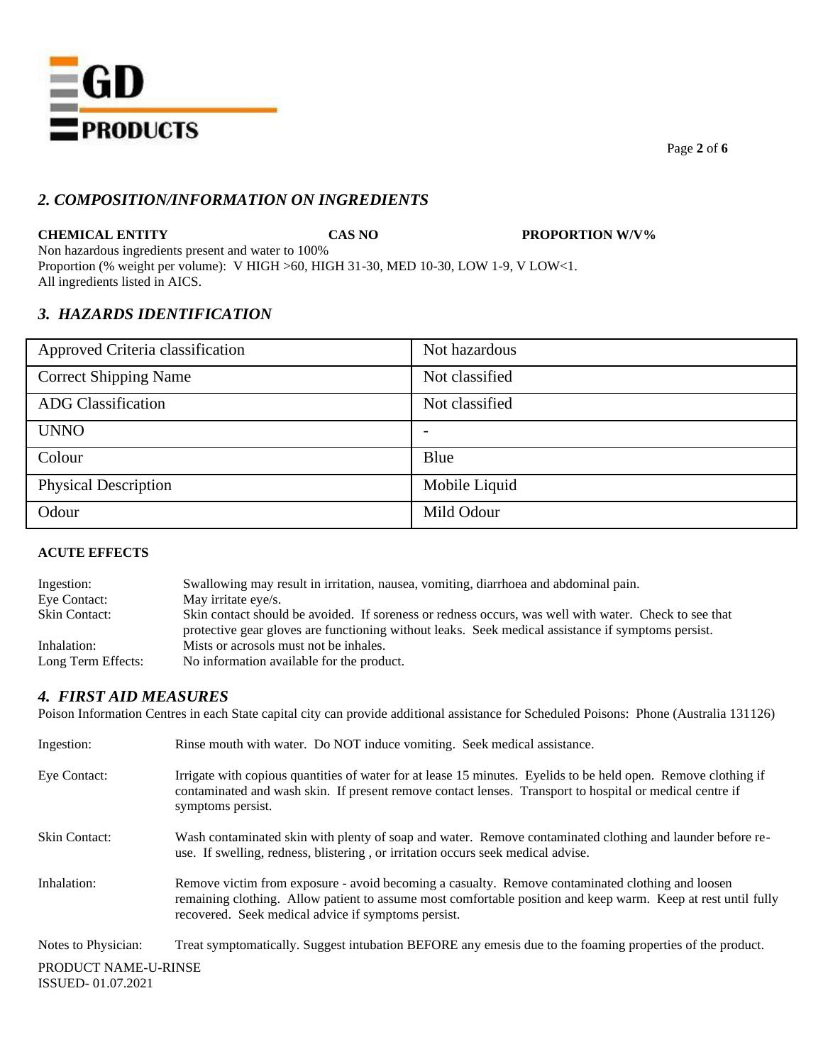## *2. COMPOSITION/INFORMATION ON INGREDIENTS*

**CHEMICAL ENTITY** **CAS NO** **PROPORTION W/V%**

Non hazardous ingredients present and water to 100%
Proportion (% weight per volume): V HIGH >60, HIGH 31-30, MED 10-30, LOW 1-9, V LOW<1.
All ingredients listed in AICS.

## *3. HAZARDS IDENTIFICATION*

| Approved Criteria classification | Not hazardous |
|---|---|
| Correct Shipping Name | Not classified |
| ADG Classification | Not classified |
| UNNO | - |
| Colour | Blue |
| Physical Description | Mobile Liquid |
| Odour | Mild Odour |

**ACUTE EFFECTS**

Ingestion: Swallowing may result in irritation, nausea, vomiting, diarrhoea and abdominal pain.
Eye Contact: May irritate eye/s.
Skin Contact: Skin contact should be avoided. If soreness or redness occurs, was well with water. Check to see that protective gear gloves are functioning without leaks. Seek medical assistance if symptoms persist.
Inhalation: Mists or acrosols must not be inhales.
Long Term Effects: No information available for the product.

## *4. FIRST AID MEASURES*

Poison Information Centres in each State capital city can provide additional assistance for Scheduled Poisons: Phone (Australia 131126)

Ingestion: Rinse mouth with water. Do NOT induce vomiting. Seek medical assistance.

Eye Contact: Irrigate with copious quantities of water for at lease 15 minutes. Eyelids to be held open. Remove clothing if contaminated and wash skin. If present remove contact lenses. Transport to hospital or medical centre if symptoms persist.

Skin Contact: Wash contaminated skin with plenty of soap and water. Remove contaminated clothing and launder before re-use. If swelling, redness, blistering , or irritation occurs seek medical advise.

Inhalation: Remove victim from exposure - avoid becoming a casualty. Remove contaminated clothing and loosen remaining clothing. Allow patient to assume most comfortable position and keep warm. Keep at rest until fully recovered. Seek medical advice if symptoms persist.

Notes to Physician: Treat symptomatically. Suggest intubation BEFORE any emesis due to the foaming properties of the product.

PRODUCT NAME-U-RINSE
ISSUED- 01.07.2021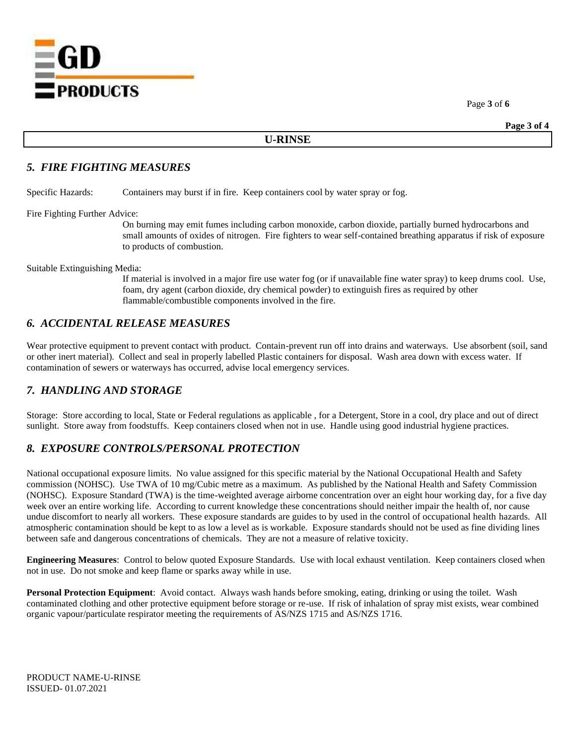## 5. FIRE FIGHTING MEASURES

Specific Hazards: Containers may burst if in fire. Keep containers cool by water spray or fog.

Fire Fighting Further Advice:

On burning may emit fumes including carbon monoxide, carbon dioxide, partially burned hydrocarbons and small amounts of oxides of nitrogen. Fire fighters to wear self-contained breathing apparatus if risk of exposure to products of combustion.

Suitable Extinguishing Media:

If material is involved in a major fire use water fog (or if unavailable fine water spray) to keep drums cool. Use, foam, dry agent (carbon dioxide, dry chemical powder) to extinguish fires as required by other flammable/combustible components involved in the fire.

## 6. ACCIDENTAL RELEASE MEASURES

Wear protective equipment to prevent contact with product. Contain-prevent run off into drains and waterways. Use absorbent (soil, sand or other inert material). Collect and seal in properly labelled Plastic containers for disposal. Wash area down with excess water. If contamination of sewers or waterways has occurred, advise local emergency services.

## 7. HANDLING AND STORAGE

Storage: Store according to local, State or Federal regulations as applicable , for a Detergent, Store in a cool, dry place and out of direct sunlight. Store away from foodstuffs. Keep containers closed when not in use. Handle using good industrial hygiene practices.

## 8. EXPOSURE CONTROLS/PERSONAL PROTECTION

National occupational exposure limits. No value assigned for this specific material by the National Occupational Health and Safety commission (NOHSC). Use TWA of 10 mg/Cubic metre as a maximum. As published by the National Health and Safety Commission (NOHSC). Exposure Standard (TWA) is the time-weighted average airborne concentration over an eight hour working day, for a five day week over an entire working life. According to current knowledge these concentrations should neither impair the health of, nor cause undue discomfort to nearly all workers. These exposure standards are guides to by used in the control of occupational health hazards. All atmospheric contamination should be kept to as low a level as is workable. Exposure standards should not be used as fine dividing lines between safe and dangerous concentrations of chemicals. They are not a measure of relative toxicity.

**Engineering Measures**: Control to below quoted Exposure Standards. Use with local exhaust ventilation. Keep containers closed when not in use. Do not smoke and keep flame or sparks away while in use.

**Personal Protection Equipment**: Avoid contact. Always wash hands before smoking, eating, drinking or using the toilet. Wash contaminated clothing and other protective equipment before storage or re-use. If risk of inhalation of spray mist exists, wear combined organic vapour/particulate respirator meeting the requirements of AS/NZS 1715 and AS/NZS 1716.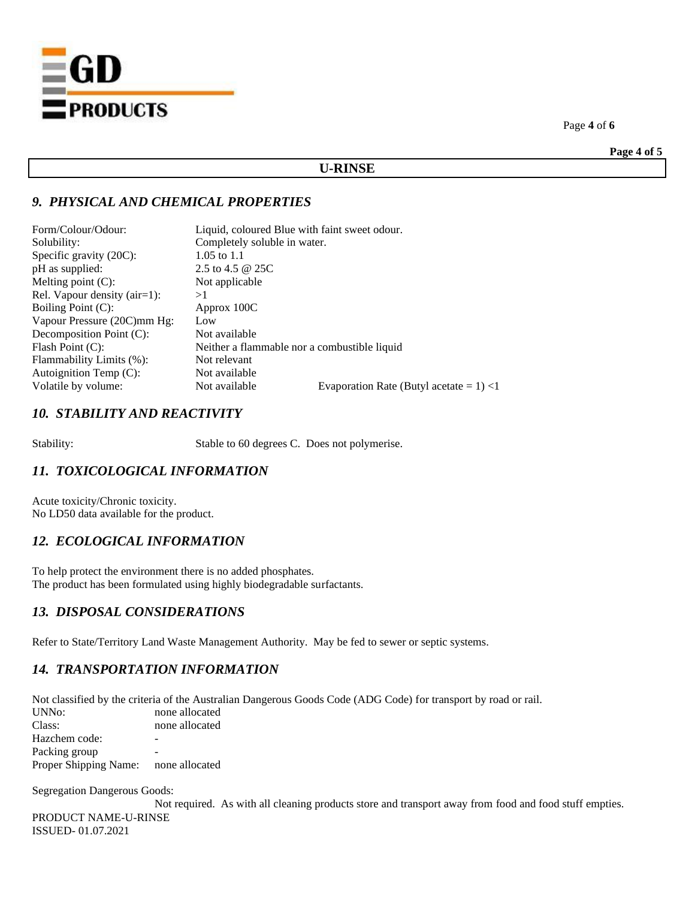## U-RINSE

### *9. PHYSICAL AND CHEMICAL PROPERTIES*

| | | |
|---|---|---|
| Form/Colour/Odour: | Liquid, coloured Blue with faint sweet odour. | |
| Solubility: | Completely soluble in water. | |
| Specific gravity (20C): | 1.05 to 1.1 | |
| pH as supplied: | 2.5 to 4.5 @ 25C | |
| Melting point (C): | Not applicable | |
| Rel. Vapour density (air=1): | >1 | |
| Boiling Point (C): | Approx 100C | |
| Vapour Pressure (20C)mm Hg: | Low | |
| Decomposition Point (C): | Not available | |
| Flash Point (C): | Neither a flammable nor a combustible liquid | |
| Flammability Limits (%): | Not relevant | |
| Autoignition Temp (C): | Not available | |
| Volatile by volume: | Not available | Evaporation Rate (Butyl acetate = 1) <1 |

### *10. STABILITY AND REACTIVITY*

Stability: Stable to 60 degrees C. Does not polymerise.

### *11. TOXICOLOGICAL INFORMATION*

Acute toxicity/Chronic toxicity.
No LD50 data available for the product.

### *12. ECOLOGICAL INFORMATION*

To help protect the environment there is no added phosphates.
The product has been formulated using highly biodegradable surfactants.

### *13. DISPOSAL CONSIDERATIONS*

Refer to State/Territory Land Waste Management Authority. May be fed to sewer or septic systems.

### *14. TRANSPORTATION INFORMATION*

Not classified by the criteria of the Australian Dangerous Goods Code (ADG Code) for transport by road or rail.

| | |
|---|---|
| UNNo: | none allocated |
| Class: | none allocated |
| Hazchem code: | - |
| Packing group | - |
| Proper Shipping Name: | none allocated |

Segregation Dangerous Goods:
Not required. As with all cleaning products store and transport away from food and food stuff empties.

PRODUCT NAME-U-RINSE
ISSUED- 01.07.2021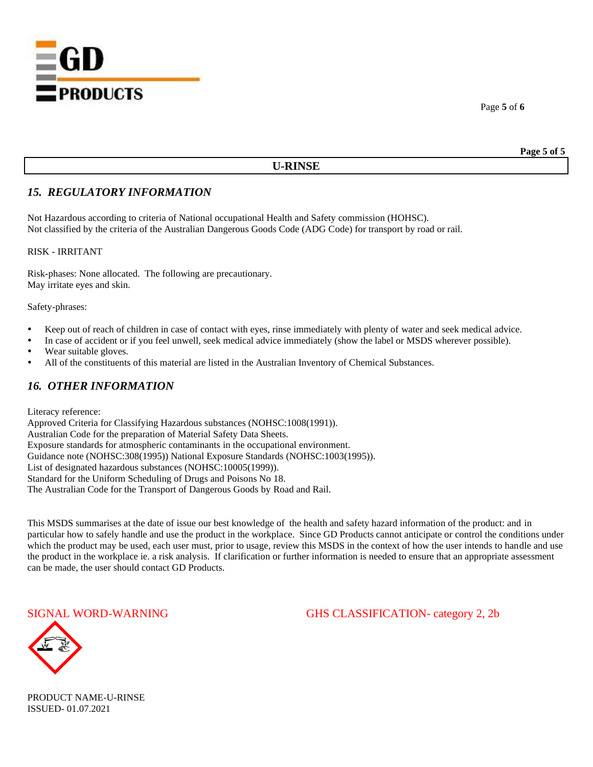**U-RINSE**

## *15. REGULATORY INFORMATION*

Not Hazardous according to criteria of National occupational Health and Safety commission (HOHSC).
Not classified by the criteria of the Australian Dangerous Goods Code (ADG Code) for transport by road or rail.

RISK - IRRITANT

Risk-phases: None allocated. The following are precautionary.
May irritate eyes and skin.

Safety-phrases:

- Keep out of reach of children in case of contact with eyes, rinse immediately with plenty of water and seek medical advice.
- In case of accident or if you feel unwell, seek medical advice immediately (show the label or MSDS wherever possible).
- Wear suitable gloves.
- All of the constituents of this material are listed in the Australian Inventory of Chemical Substances.

## *16. OTHER INFORMATION*

Literacy reference:
Approved Criteria for Classifying Hazardous substances (NOHSC:1008(1991)).
Australian Code for the preparation of Material Safety Data Sheets.
Exposure standards for atmospheric contaminants in the occupational environment.
Guidance note (NOHSC:308(1995)) National Exposure Standards (NOHSC:1003(1995)).
List of designated hazardous substances (NOHSC:10005(1999)).
Standard for the Uniform Scheduling of Drugs and Poisons No 18.
The Australian Code for the Transport of Dangerous Goods by Road and Rail.

This MSDS summarises at the date of issue our best knowledge of the health and safety hazard information of the product: and in particular how to safely handle and use the product in the workplace. Since GD Products cannot anticipate or control the conditions under which the product may be used, each user must, prior to usage, review this MSDS in the context of how the user intends to handle and use the product in the workplace ie. a risk analysis. If clarification or further information is needed to ensure that an appropriate assessment can be made, the user should contact GD Products.

SIGNAL WORD-WARNING

GHS CLASSIFICATION- category 2, 2b

PRODUCT NAME-U-RINSE
ISSUED- 01.07.2021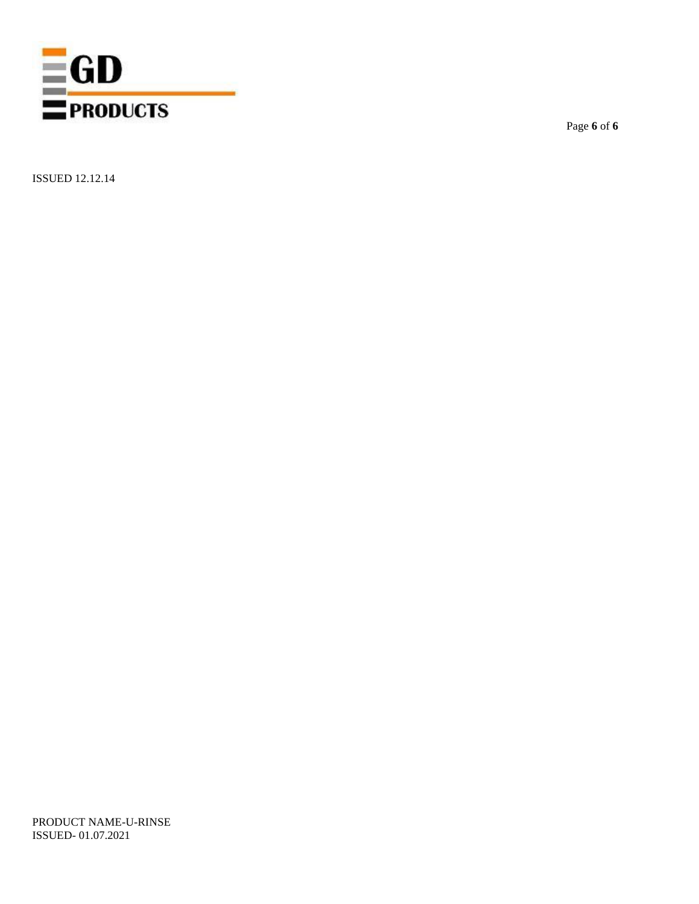ISSUED 12.12.14

PRODUCT NAME-U-RINSE
ISSUED- 01.07.2021